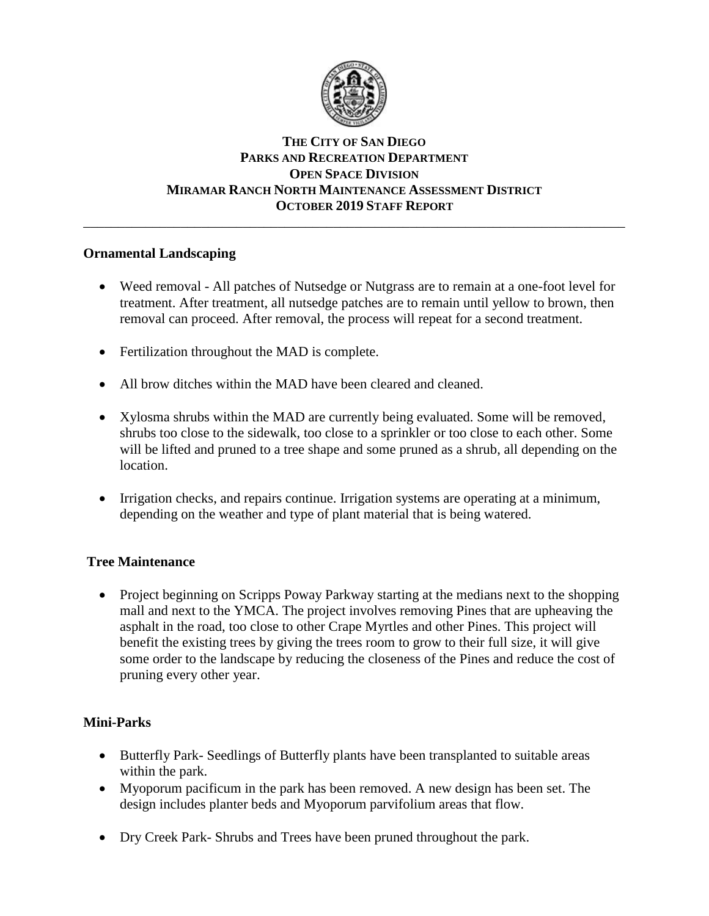# THE CITY OF SAN DIEGO
## PARKS AND RECREATION DEPARTMENT
## OPEN SPACE DIVISION
## MIRAMAR RANCH NORTH MAINTENANCE ASSESSMENT DISTRICT
## OCTOBER 2019 STAFF REPORT

---

**Ornamental Landscaping**

- Weed removal - All patches of Nutsedge or Nutgrass are to remain at a one-foot level for treatment. After treatment, all nutsedge patches are to remain until yellow to brown, then removal can proceed. After removal, the process will repeat for a second treatment.

- Fertilization throughout the MAD is complete.

- All brow ditches within the MAD have been cleared and cleaned.

- Xylosma shrubs within the MAD are currently being evaluated. Some will be removed, shrubs too close to the sidewalk, too close to a sprinkler or too close to each other. Some will be lifted and pruned to a tree shape and some pruned as a shrub, all depending on the location.

- Irrigation checks, and repairs continue. Irrigation systems are operating at a minimum, depending on the weather and type of plant material that is being watered.

**Tree Maintenance**

- Project beginning on Scripps Poway Parkway starting at the medians next to the shopping mall and next to the YMCA. The project involves removing Pines that are upheaving the asphalt in the road, too close to other Crape Myrtles and other Pines. This project will benefit the existing trees by giving the trees room to grow to their full size, it will give some order to the landscape by reducing the closeness of the Pines and reduce the cost of pruning every other year.

**Mini-Parks**

- Butterfly Park- Seedlings of Butterfly plants have been transplanted to suitable areas within the park.
- Myoporum pacificum in the park has been removed. A new design has been set. The design includes planter beds and Myoporum parvifolium areas that flow.

- Dry Creek Park- Shrubs and Trees have been pruned throughout the park.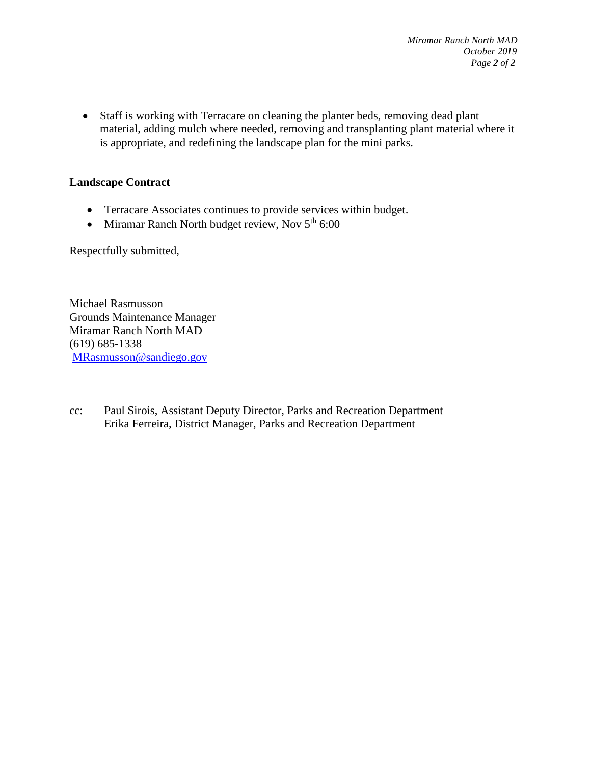- Staff is working with Terracare on cleaning the planter beds, removing dead plant material, adding mulch where needed, removing and transplanting plant material where it is appropriate, and redefining the landscape plan for the mini parks.

**Landscape Contract**

- Terracare Associates continues to provide services within budget.
- Miramar Ranch North budget review, Nov 5th 6:00

Respectfully submitted,

Michael Rasmusson
Grounds Maintenance Manager
Miramar Ranch North MAD
(619) 685-1338
MRasmusson@sandiego.gov

cc: Paul Sirois, Assistant Deputy Director, Parks and Recreation Department
Erika Ferreira, District Manager, Parks and Recreation Department